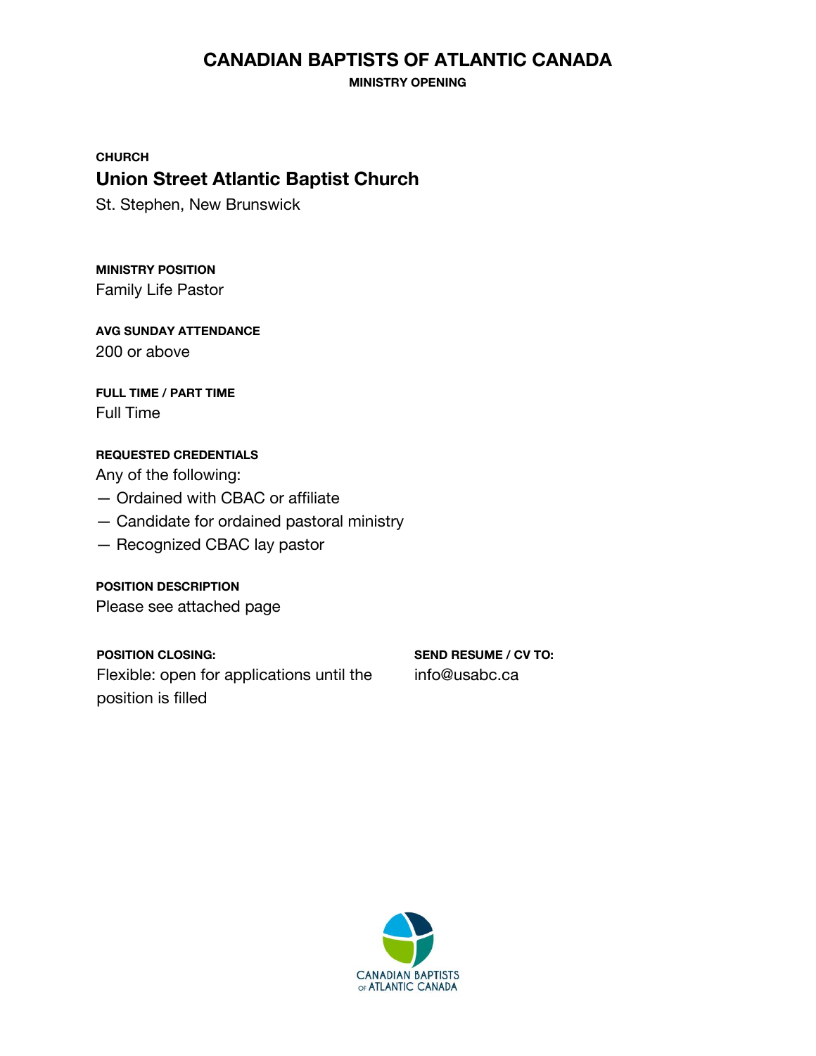# CANADIAN BAPTISTS OF ATLANTIC CANADA

**MINISTRY OPENING**

**CHURCH**

## Union Street Atlantic Baptist Church

St. Stephen, New Brunswick

**MINISTRY POSITION**

Family Life Pastor

**AVG SUNDAY ATTENDANCE**

200 or above

**FULL TIME / PART TIME**

Full Time

**REQUESTED CREDENTIALS**

Any of the following:

— Ordained with CBAC or affiliate
— Candidate for ordained pastoral ministry
— Recognized CBAC lay pastor

**POSITION DESCRIPTION**

Please see attached page

**POSITION CLOSING:**

Flexible: open for applications until the position is filled

**SEND RESUME / CV TO:**

info@usabc.ca

CANADIAN BAPTISTS OF ATLANTIC CANADA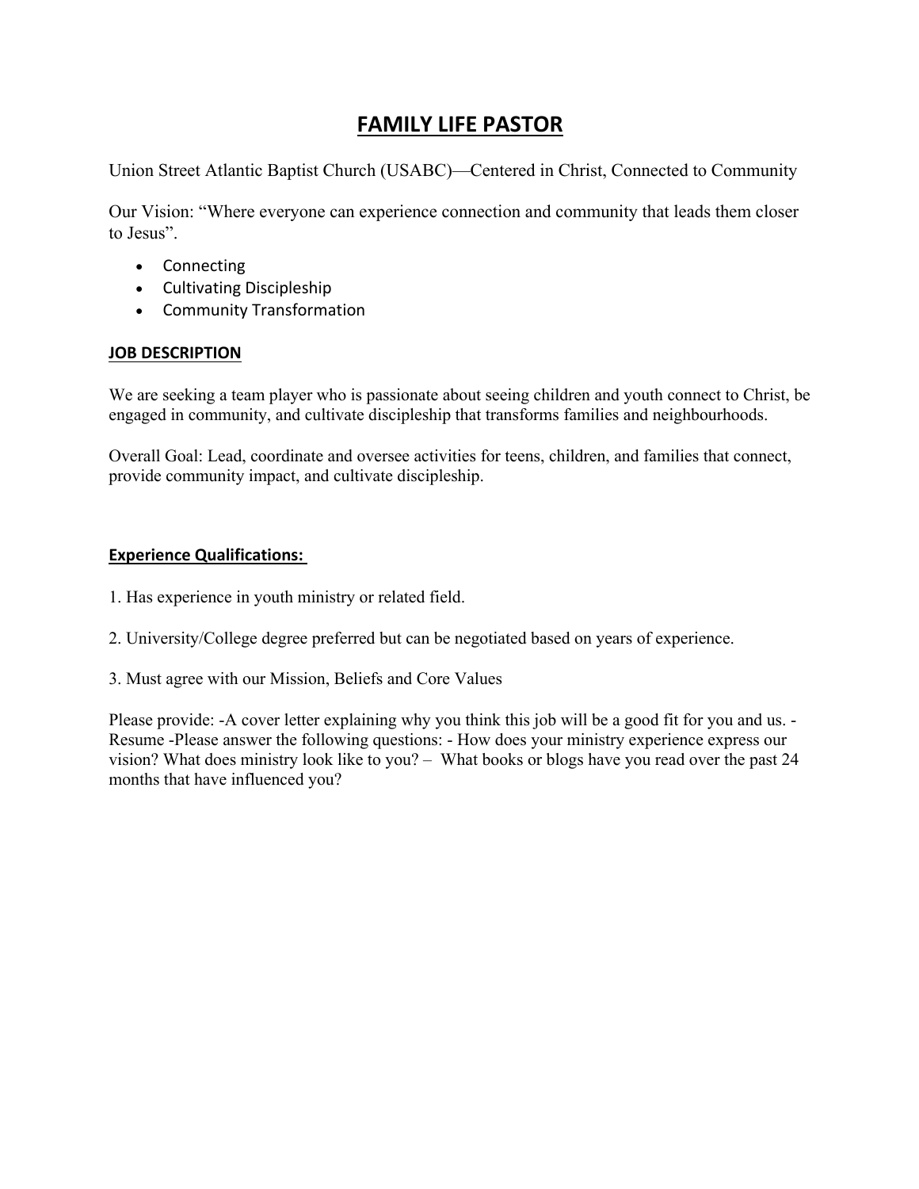# FAMILY LIFE PASTOR

Union Street Atlantic Baptist Church (USABC)—Centered in Christ, Connected to Community

Our Vision: "Where everyone can experience connection and community that leads them closer to Jesus".

- Connecting
- Cultivating Discipleship
- Community Transformation

## JOB DESCRIPTION

We are seeking a team player who is passionate about seeing children and youth connect to Christ, be engaged in community, and cultivate discipleship that transforms families and neighbourhoods.

Overall Goal: Lead, coordinate and oversee activities for teens, children, and families that connect, provide community impact, and cultivate discipleship.

## Experience Qualifications:

1. Has experience in youth ministry or related field.

2. University/College degree preferred but can be negotiated based on years of experience.

3. Must agree with our Mission, Beliefs and Core Values

Please provide: -A cover letter explaining why you think this job will be a good fit for you and us. -Resume -Please answer the following questions: - How does your ministry experience express our vision? What does ministry look like to you? – What books or blogs have you read over the past 24 months that have influenced you?